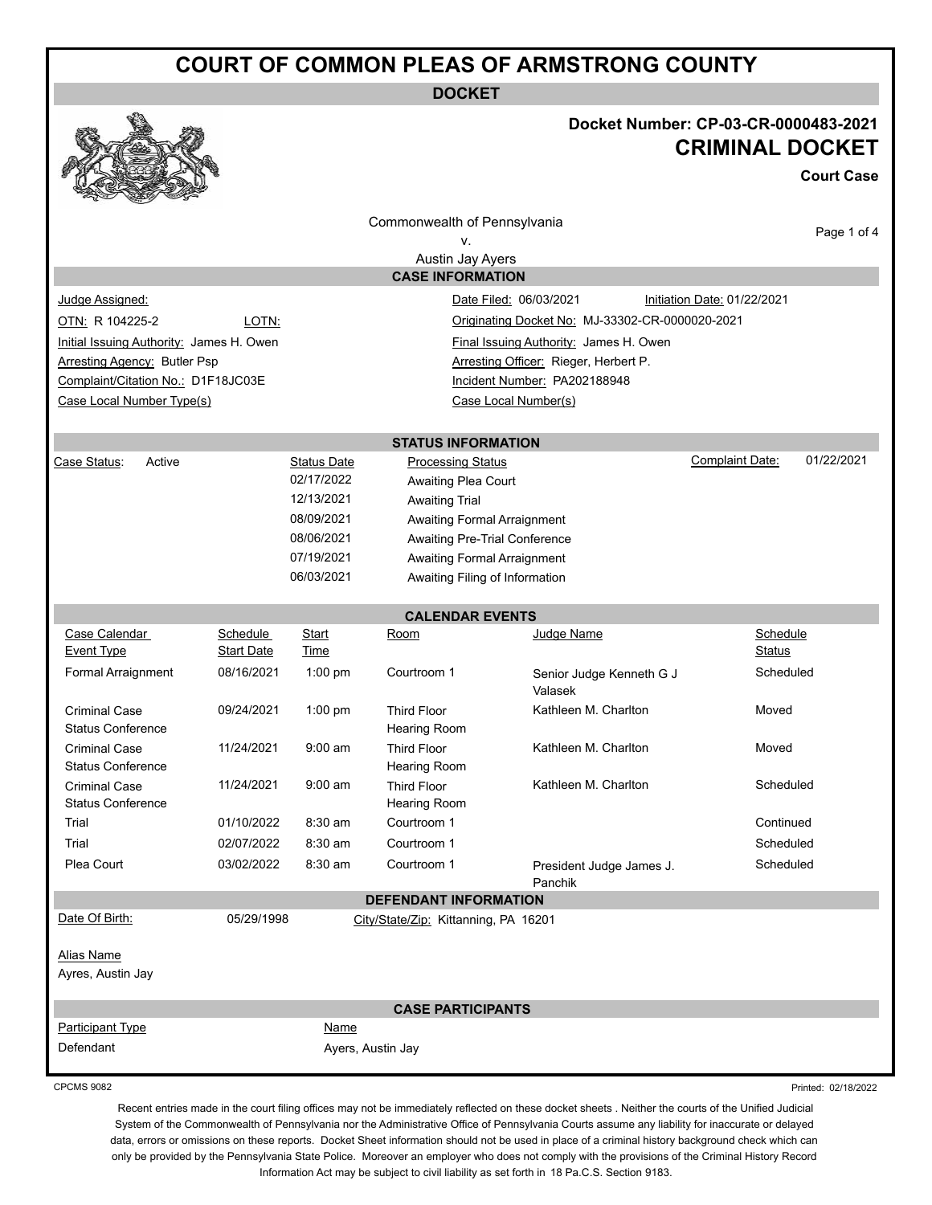# COURT OF COMMON PLEAS OF ARMSTRONG COUNTY

## DOCKET

**Docket Number: CP-03-CR-0000483-2021**

**CRIMINAL DOCKET**

**Court Case**

Commonwealth of Pennsylvania
v.
Austin Jay Ayers

### CASE INFORMATION

| | |
|---|---|
| Judge Assigned: | Date Filed: 06/03/2021 &nbsp;&nbsp; Initiation Date: 01/22/2021 |
| OTN: R 104225-2 &nbsp;&nbsp; LOTN: | Originating Docket No: MJ-33302-CR-0000020-2021 |
| Initial Issuing Authority: James H. Owen | Final Issuing Authority: James H. Owen |
| Arresting Agency: Butler Psp | Arresting Officer: Rieger, Herbert P. |
| Complaint/Citation No.: D1F18JC03E | Incident Number: PA202188948 |
| Case Local Number Type(s) | Case Local Number(s) |

### STATUS INFORMATION

Case Status: Active &nbsp;&nbsp;&nbsp; Complaint Date: 01/22/2021

| Status Date | Processing Status |
|---|---|
| 02/17/2022 | Awaiting Plea Court |
| 12/13/2021 | Awaiting Trial |
| 08/09/2021 | Awaiting Formal Arraignment |
| 08/06/2021 | Awaiting Pre-Trial Conference |
| 07/19/2021 | Awaiting Formal Arraignment |
| 06/03/2021 | Awaiting Filing of Information |

### CALENDAR EVENTS

| Case Calendar Event Type | Schedule Start Date | Start Time | Room | Judge Name | Schedule Status |
|---|---|---|---|---|---|
| Formal Arraignment | 08/16/2021 | 1:00 pm | Courtroom 1 | Senior Judge Kenneth G J Valasek | Scheduled |
| Criminal Case Status Conference | 09/24/2021 | 1:00 pm | Third Floor Hearing Room | Kathleen M. Charlton | Moved |
| Criminal Case Status Conference | 11/24/2021 | 9:00 am | Third Floor Hearing Room | Kathleen M. Charlton | Moved |
| Criminal Case Status Conference | 11/24/2021 | 9:00 am | Third Floor Hearing Room | Kathleen M. Charlton | Scheduled |
| Trial | 01/10/2022 | 8:30 am | Courtroom 1 | | Continued |
| Trial | 02/07/2022 | 8:30 am | Courtroom 1 | | Scheduled |
| Plea Court | 03/02/2022 | 8:30 am | Courtroom 1 | President Judge James J. Panchik | Scheduled |

### DEFENDANT INFORMATION

Date Of Birth: 05/29/1998 &nbsp;&nbsp;&nbsp; City/State/Zip: Kittanning, PA 16201

Alias Name
Ayres, Austin Jay

### CASE PARTICIPANTS

| Participant Type | Name |
|---|---|
| Defendant | Ayers, Austin Jay |

CPCMS 9082 &nbsp;&nbsp;&nbsp; Printed: 02/18/2022

Recent entries made in the court filing offices may not be immediately reflected on these docket sheets . Neither the courts of the Unified Judicial System of the Commonwealth of Pennsylvania nor the Administrative Office of Pennsylvania Courts assume any liability for inaccurate or delayed data, errors or omissions on these reports. Docket Sheet information should not be used in place of a criminal history background check which can only be provided by the Pennsylvania State Police. Moreover an employer who does not comply with the provisions of the Criminal History Record Information Act may be subject to civil liability as set forth in 18 Pa.C.S. Section 9183.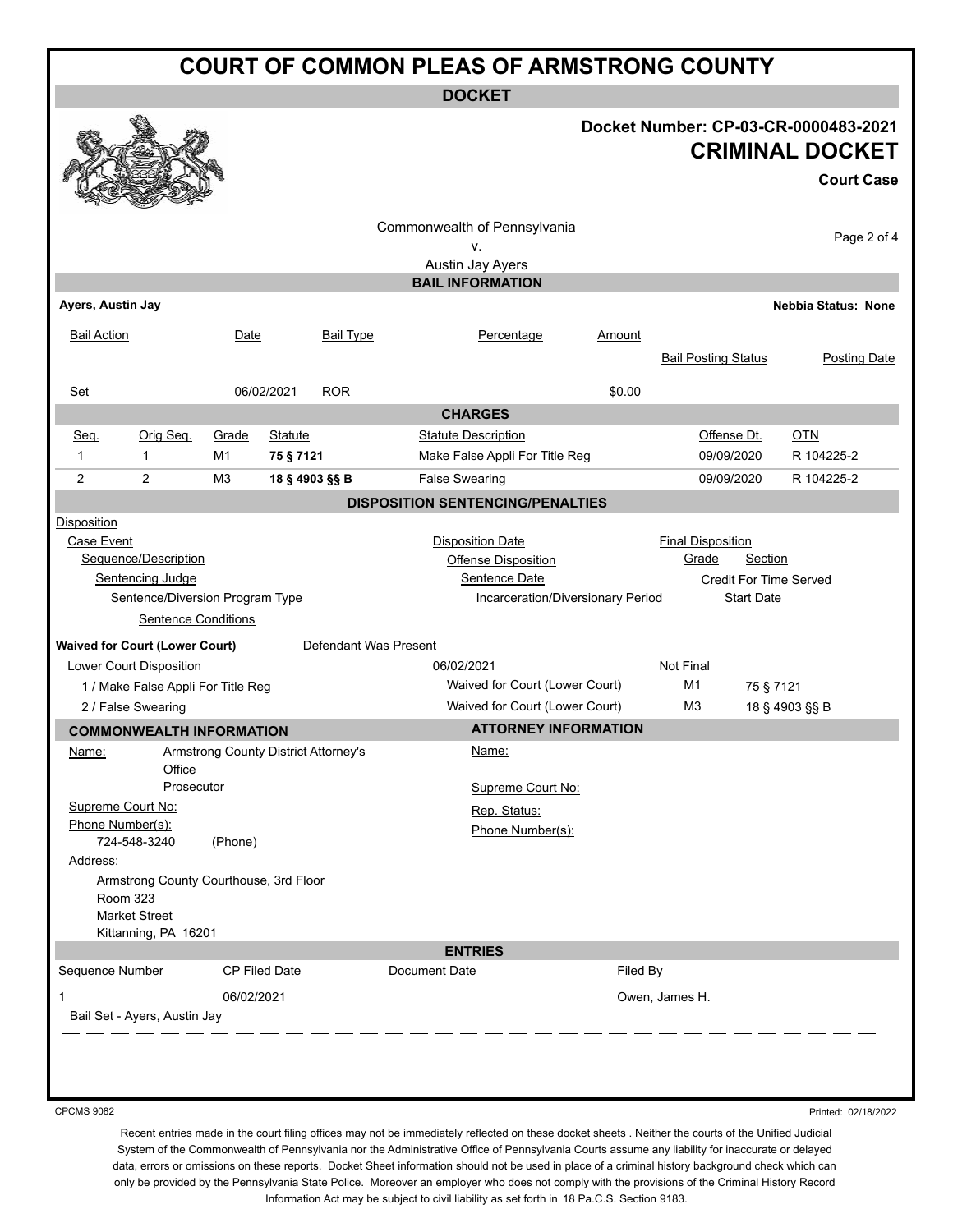# COURT OF COMMON PLEAS OF ARMSTRONG COUNTY

## DOCKET

**Docket Number: CP-03-CR-0000483-2021**

## CRIMINAL DOCKET

**Court Case**

Commonwealth of Pennsylvania
v.
Austin Jay Ayers

## BAIL INFORMATION

**Ayers, Austin Jay** — **Nebbia Status: None**

| Bail Action | Date | Bail Type | Percentage | Amount | Bail Posting Status | Posting Date |
|---|---|---|---|---|---|---|
| Set | 06/02/2021 | ROR | | $0.00 | | |

## CHARGES

| Seq. | Orig Seq. | Grade | Statute | Statute Description | Offense Dt. | OTN |
|---|---|---|---|---|---|---|
| 1 | 1 | M1 | **75 § 7121** | Make False Appli For Title Reg | 09/09/2020 | R 104225-2 |
| 2 | 2 | M3 | **18 § 4903 §§ B** | False Swearing | 09/09/2020 | R 104225-2 |

## DISPOSITION SENTENCING/PENALTIES

Disposition
- Case Event
  - Sequence/Description
    - Sentencing Judge
      - Sentence/Diversion Program Type
        - Sentence Conditions

Disposition Date / Offense Disposition / Sentence Date / Incarceration/Diversionary Period

Final Disposition / Grade / Section / Credit For Time Served / Start Date

**Waived for Court (Lower Court)** — Defendant Was Present

| Case Event | Disposition Date / Offense Disposition | Final Disposition | Grade | Section |
|---|---|---|---|---|
| Lower Court Disposition | 06/02/2021 | Not Final | | |
| 1 / Make False Appli For Title Reg | Waived for Court (Lower Court) | | M1 | 75 § 7121 |
| 2 / False Swearing | Waived for Court (Lower Court) | | M3 | 18 § 4903 §§ B |

## COMMONWEALTH INFORMATION

Name: Armstrong County District Attorney's Office
Prosecutor

Supreme Court No:

Phone Number(s):
724-548-3240 (Phone)

Address:
Armstrong County Courthouse, 3rd Floor
Room 323
Market Street
Kittanning, PA 16201

## ATTORNEY INFORMATION

Name:

Supreme Court No:

Rep. Status:

Phone Number(s):

## ENTRIES

| Sequence Number | CP Filed Date | Document Date | Filed By |
|---|---|---|---|
| 1 | 06/02/2021 | | Owen, James H. |
| Bail Set - Ayers, Austin Jay | | | |

CPCMS 9082

Printed: 02/18/2022

Recent entries made in the court filing offices may not be immediately reflected on these docket sheets . Neither the courts of the Unified Judicial System of the Commonwealth of Pennsylvania nor the Administrative Office of Pennsylvania Courts assume any liability for inaccurate or delayed data, errors or omissions on these reports. Docket Sheet information should not be used in place of a criminal history background check which can only be provided by the Pennsylvania State Police. Moreover an employer who does not comply with the provisions of the Criminal History Record Information Act may be subject to civil liability as set forth in 18 Pa.C.S. Section 9183.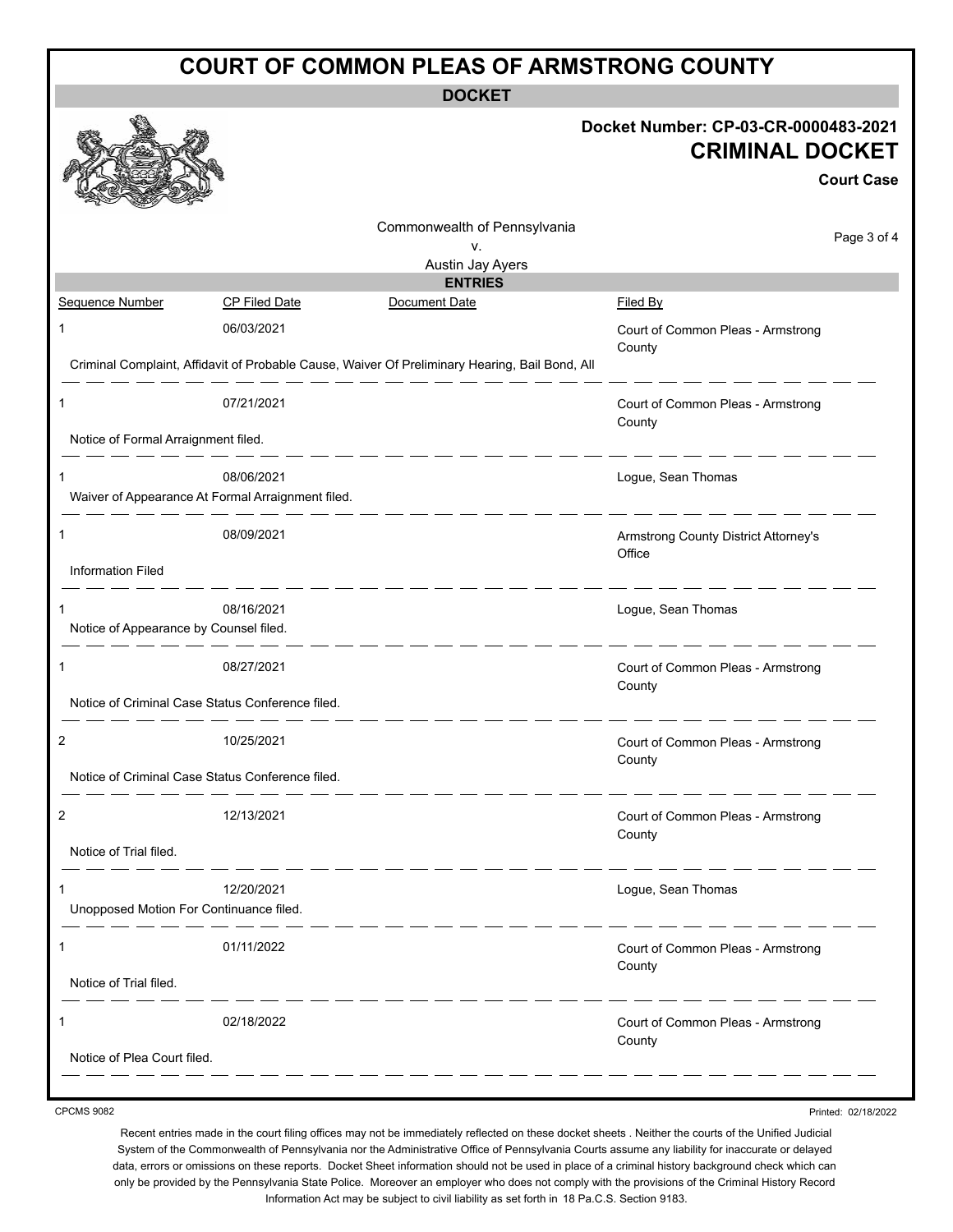# COURT OF COMMON PLEAS OF ARMSTRONG COUNTY

## DOCKET

**Docket Number: CP-03-CR-0000483-2021**

**CRIMINAL DOCKET**

**Court Case**

Commonwealth of Pennsylvania
v.
Austin Jay Ayers

### ENTRIES

| Sequence Number | CP Filed Date | Document Date | Filed By |
|---|---|---|---|
| 1 | 06/03/2021 | | Court of Common Pleas - Armstrong County |
| Criminal Complaint, Affidavit of Probable Cause, Waiver Of Preliminary Hearing, Bail Bond, All | | | |
| 1 | 07/21/2021 | | Court of Common Pleas - Armstrong County |
| Notice of Formal Arraignment filed. | | | |
| 1 | 08/06/2021 | | Logue, Sean Thomas |
| Waiver of Appearance At Formal Arraignment filed. | | | |
| 1 | 08/09/2021 | | Armstrong County District Attorney's Office |
| Information Filed | | | |
| 1 | 08/16/2021 | | Logue, Sean Thomas |
| Notice of Appearance by Counsel filed. | | | |
| 1 | 08/27/2021 | | Court of Common Pleas - Armstrong County |
| Notice of Criminal Case Status Conference filed. | | | |
| 2 | 10/25/2021 | | Court of Common Pleas - Armstrong County |
| Notice of Criminal Case Status Conference filed. | | | |
| 2 | 12/13/2021 | | Court of Common Pleas - Armstrong County |
| Notice of Trial filed. | | | |
| 1 | 12/20/2021 | | Logue, Sean Thomas |
| Unopposed Motion For Continuance filed. | | | |
| 1 | 01/11/2022 | | Court of Common Pleas - Armstrong County |
| Notice of Trial filed. | | | |
| 1 | 02/18/2022 | | Court of Common Pleas - Armstrong County |
| Notice of Plea Court filed. | | | |

CPCMS 9082

Printed: 02/18/2022

Recent entries made in the court filing offices may not be immediately reflected on these docket sheets . Neither the courts of the Unified Judicial System of the Commonwealth of Pennsylvania nor the Administrative Office of Pennsylvania Courts assume any liability for inaccurate or delayed data, errors or omissions on these reports. Docket Sheet information should not be used in place of a criminal history background check which can only be provided by the Pennsylvania State Police. Moreover an employer who does not comply with the provisions of the Criminal History Record Information Act may be subject to civil liability as set forth in 18 Pa.C.S. Section 9183.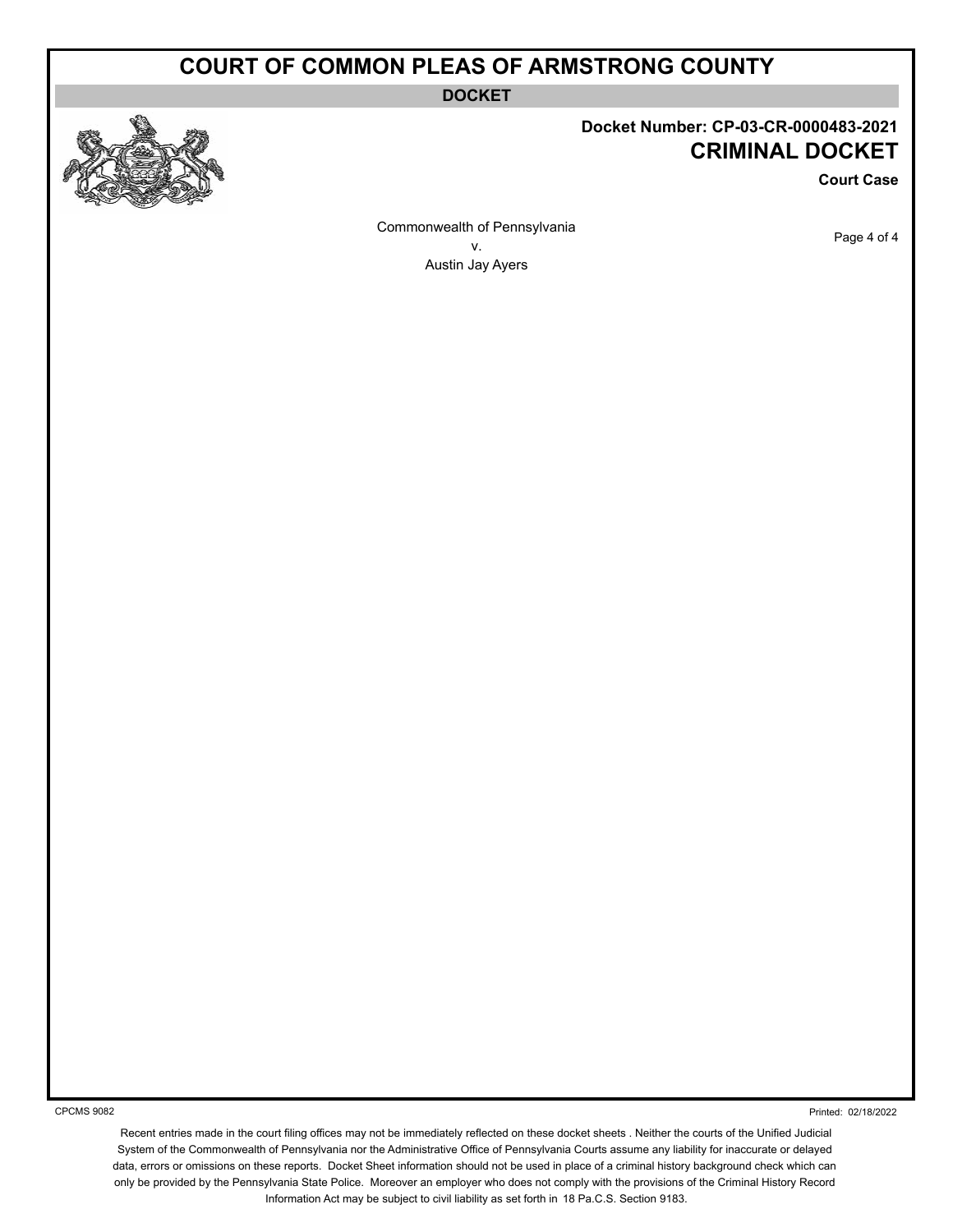# COURT OF COMMON PLEAS OF ARMSTRONG COUNTY

**DOCKET**

**Docket Number: CP-03-CR-0000483-2021**

## CRIMINAL DOCKET

**Court Case**

Commonwealth of Pennsylvania
v.
Austin Jay Ayers

CPCMS 9082

Printed: 02/18/2022

Recent entries made in the court filing offices may not be immediately reflected on these docket sheets . Neither the courts of the Unified Judicial System of the Commonwealth of Pennsylvania nor the Administrative Office of Pennsylvania Courts assume any liability for inaccurate or delayed data, errors or omissions on these reports. Docket Sheet information should not be used in place of a criminal history background check which can only be provided by the Pennsylvania State Police. Moreover an employer who does not comply with the provisions of the Criminal History Record Information Act may be subject to civil liability as set forth in 18 Pa.C.S. Section 9183.